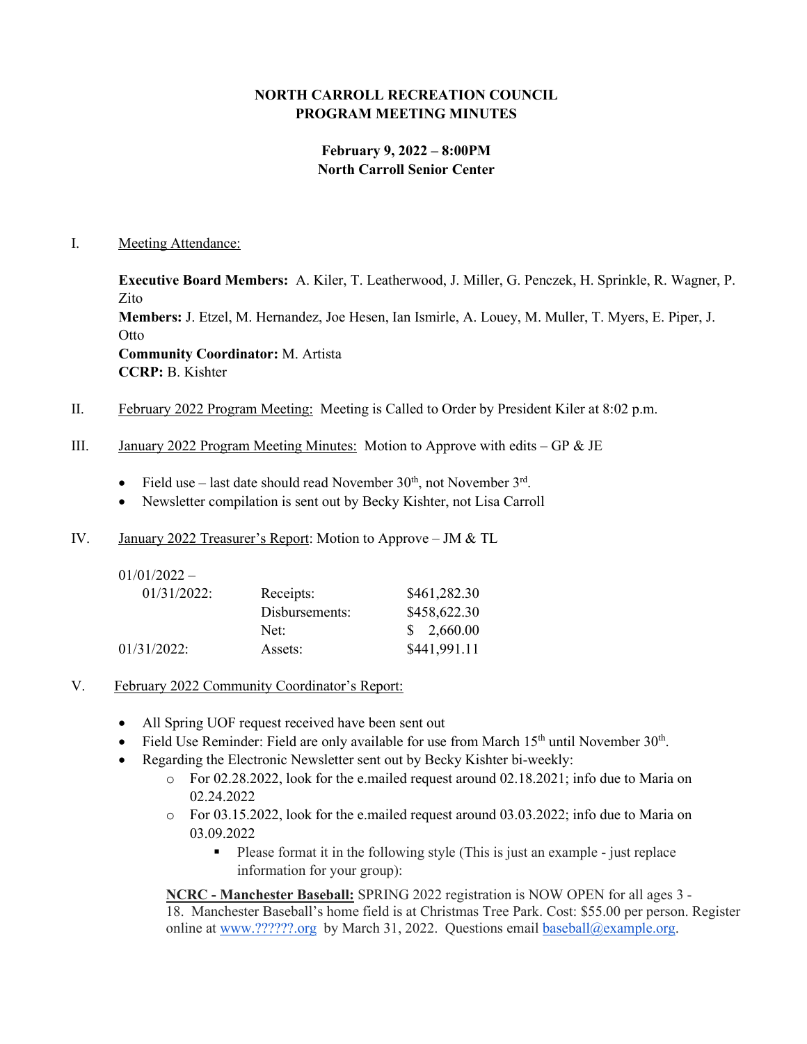**NORTH CARROLL RECREATION COUNCIL**
**PROGRAM MEETING MINUTES**

**February 9, 2022 – 8:00PM**
**North Carroll Senior Center**

I. Meeting Attendance:

**Executive Board Members:** A. Kiler, T. Leatherwood, J. Miller, G. Penczek, H. Sprinkle, R. Wagner, P. Zito
**Members:** J. Etzel, M. Hernandez, Joe Hesen, Ian Ismirle, A. Louey, M. Muller, T. Myers, E. Piper, J. Otto
**Community Coordinator:** M. Artista
**CCRP:** B. Kishter

II. February 2022 Program Meeting: Meeting is Called to Order by President Kiler at 8:02 p.m.

III. January 2022 Program Meeting Minutes: Motion to Approve with edits – GP & JE

- Field use – last date should read November 30th, not November 3rd.
- Newsletter compilation is sent out by Becky Kishter, not Lisa Carroll

IV. January 2022 Treasurer's Report: Motion to Approve – JM & TL

| | | |
|---|---|---|
| 01/01/2022 – 01/31/2022: | Receipts: | $461,282.30 |
| | Disbursements: | $458,622.30 |
| | Net: | $ 2,660.00 |
| 01/31/2022: | Assets: | $441,991.11 |

V. February 2022 Community Coordinator's Report:

- All Spring UOF request received have been sent out
- Field Use Reminder: Field are only available for use from March 15th until November 30th.
- Regarding the Electronic Newsletter sent out by Becky Kishter bi-weekly:
  - For 02.28.2022, look for the e.mailed request around 02.18.2021; info due to Maria on 02.24.2022
  - For 03.15.2022, look for the e.mailed request around 03.03.2022; info due to Maria on 03.09.2022
    - Please format it in the following style (This is just an example - just replace information for your group):

**NCRC - Manchester Baseball:** SPRING 2022 registration is NOW OPEN for all ages 3 - 18. Manchester Baseball's home field is at Christmas Tree Park. Cost: $55.00 per person. Register online at www.??????.org by March 31, 2022. Questions email baseball@example.org.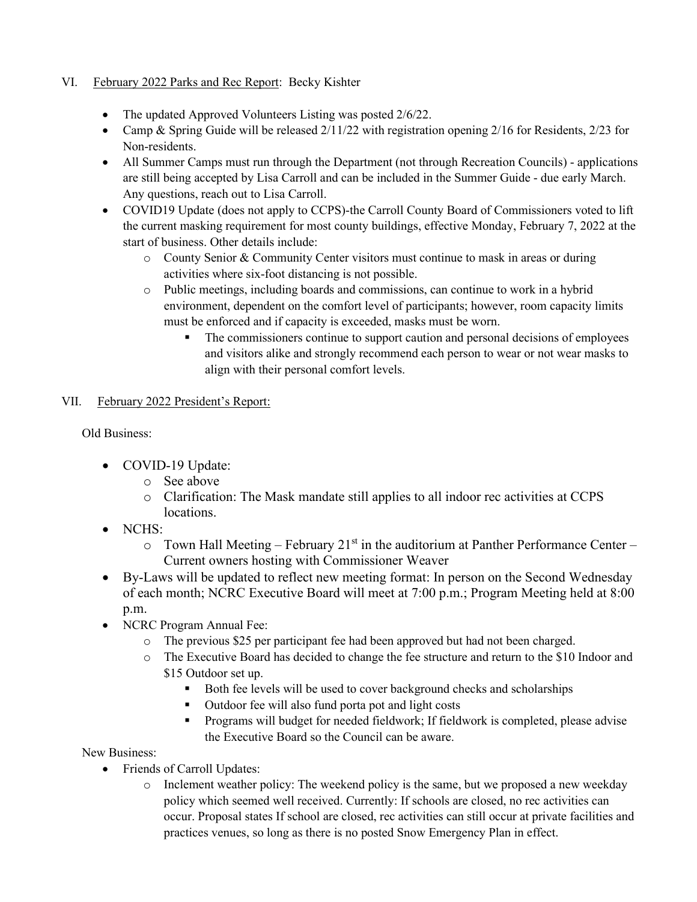VI. <u>February 2022 Parks and Rec Report</u>: Becky Kishter

- The updated Approved Volunteers Listing was posted 2/6/22.
- Camp & Spring Guide will be released 2/11/22 with registration opening 2/16 for Residents, 2/23 for Non-residents.
- All Summer Camps must run through the Department (not through Recreation Councils) - applications are still being accepted by Lisa Carroll and can be included in the Summer Guide - due early March. Any questions, reach out to Lisa Carroll.
- COVID19 Update (does not apply to CCPS)-the Carroll County Board of Commissioners voted to lift the current masking requirement for most county buildings, effective Monday, February 7, 2022 at the start of business. Other details include:
    - County Senior & Community Center visitors must continue to mask in areas or during activities where six-foot distancing is not possible.
    - Public meetings, including boards and commissions, can continue to work in a hybrid environment, dependent on the comfort level of participants; however, room capacity limits must be enforced and if capacity is exceeded, masks must be worn.
        - The commissioners continue to support caution and personal decisions of employees and visitors alike and strongly recommend each person to wear or not wear masks to align with their personal comfort levels.

VII. <u>February 2022 President's Report:</u>

Old Business:

- COVID-19 Update:
    - See above
    - Clarification: The Mask mandate still applies to all indoor rec activities at CCPS locations.
- NCHS:
    - Town Hall Meeting – February 21st in the auditorium at Panther Performance Center – Current owners hosting with Commissioner Weaver
- By-Laws will be updated to reflect new meeting format: In person on the Second Wednesday of each month; NCRC Executive Board will meet at 7:00 p.m.; Program Meeting held at 8:00 p.m.
- NCRC Program Annual Fee:
    - The previous $25 per participant fee had been approved but had not been charged.
    - The Executive Board has decided to change the fee structure and return to the $10 Indoor and $15 Outdoor set up.
        - Both fee levels will be used to cover background checks and scholarships
        - Outdoor fee will also fund porta pot and light costs
        - Programs will budget for needed fieldwork; If fieldwork is completed, please advise the Executive Board so the Council can be aware.

New Business:

- Friends of Carroll Updates:
    - Inclement weather policy: The weekend policy is the same, but we proposed a new weekday policy which seemed well received. Currently: If schools are closed, no rec activities can occur. Proposal states If school are closed, rec activities can still occur at private facilities and practices venues, so long as there is no posted Snow Emergency Plan in effect.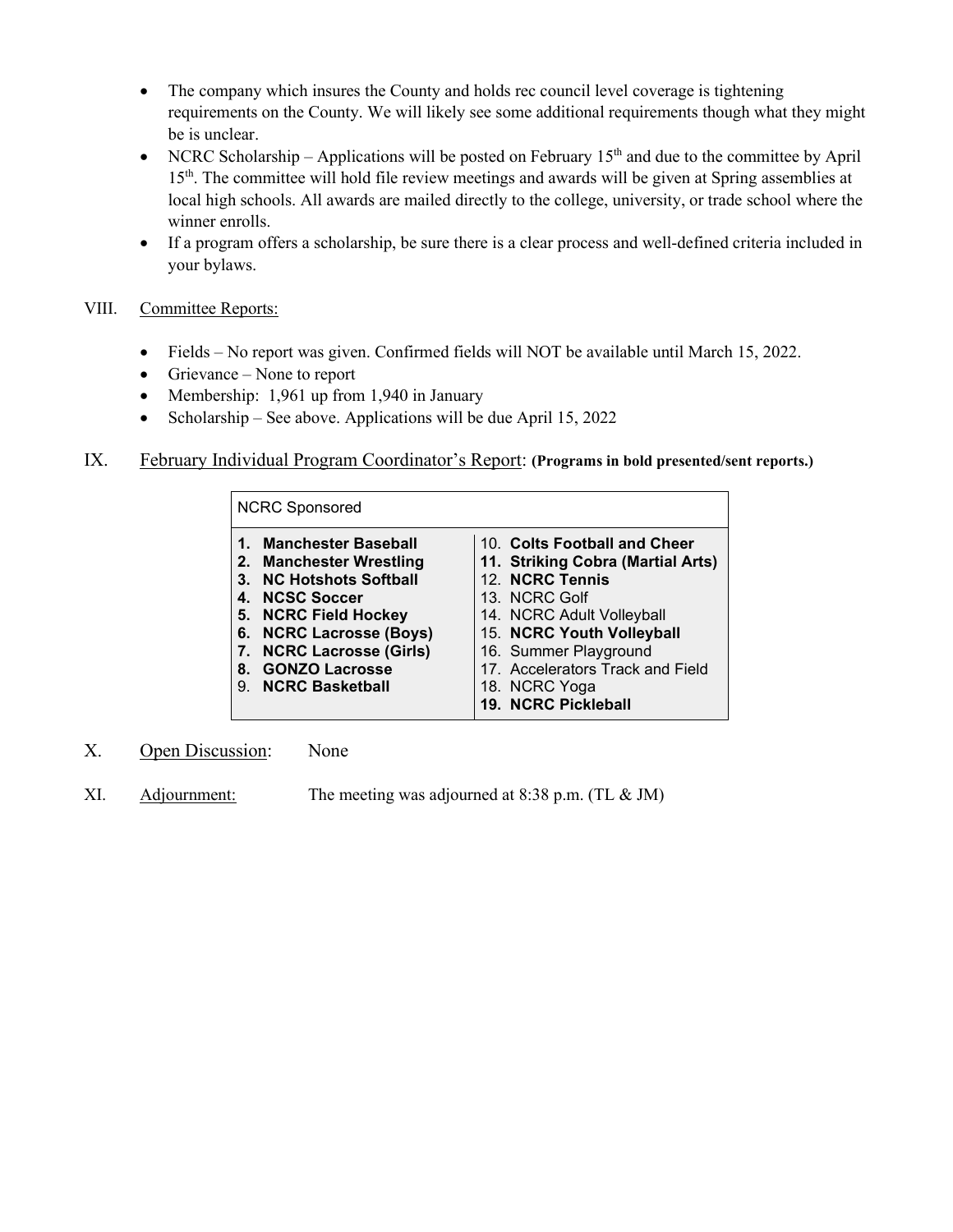- The company which insures the County and holds rec council level coverage is tightening requirements on the County. We will likely see some additional requirements though what they might be is unclear.
- NCRC Scholarship – Applications will be posted on February 15th and due to the committee by April 15th. The committee will hold file review meetings and awards will be given at Spring assemblies at local high schools. All awards are mailed directly to the college, university, or trade school where the winner enrolls.
- If a program offers a scholarship, be sure there is a clear process and well-defined criteria included in your bylaws.

VIII. Committee Reports:

- Fields – No report was given. Confirmed fields will NOT be available until March 15, 2022.
- Grievance – None to report
- Membership: 1,961 up from 1,940 in January
- Scholarship – See above. Applications will be due April 15, 2022

IX. February Individual Program Coordinator's Report: **(Programs in bold presented/sent reports.)**

| NCRC Sponsored | |
|---|---|
| **1. Manchester Baseball** | 10. **Colts Football and Cheer** |
| **2. Manchester Wrestling** | **11. Striking Cobra (Martial Arts)** |
| **3. NC Hotshots Softball** | 12. **NCRC Tennis** |
| **4. NCSC Soccer** | 13. NCRC Golf |
| **5. NCRC Field Hockey** | 14. NCRC Adult Volleyball |
| **6. NCRC Lacrosse (Boys)** | 15. **NCRC Youth Volleyball** |
| **7. NCRC Lacrosse (Girls)** | 16. Summer Playground |
| **8. GONZO Lacrosse** | 17. Accelerators Track and Field |
| 9. **NCRC Basketball** | 18. NCRC Yoga |
| | **19. NCRC Pickleball** |

X. Open Discussion: None

XI. Adjournment: The meeting was adjourned at 8:38 p.m. (TL & JM)